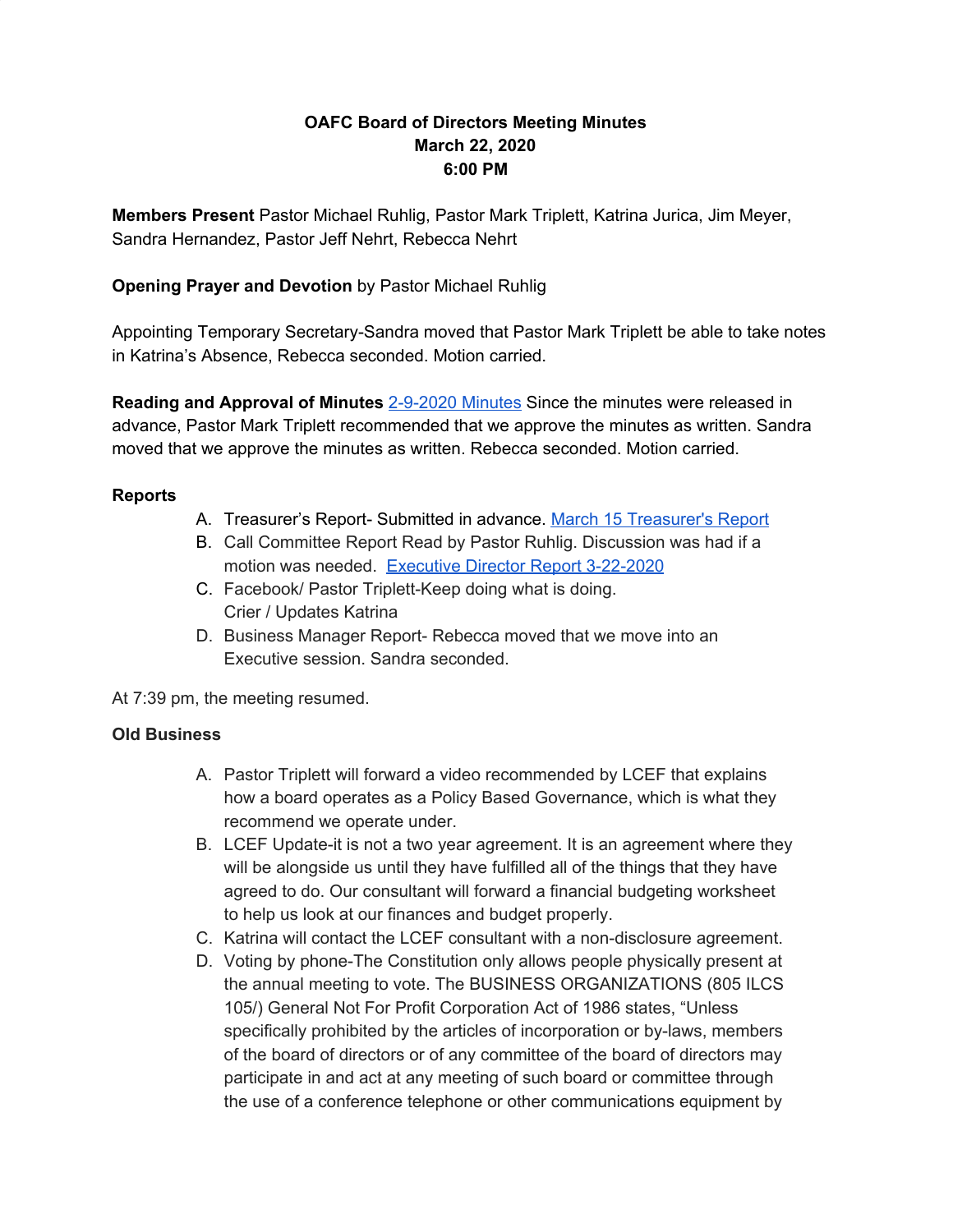# OAFC Board of Directors Meeting Minutes
## March 22, 2020
## 6:00 PM

**Members Present** Pastor Michael Ruhlig, Pastor Mark Triplett, Katrina Jurica, Jim Meyer, Sandra Hernandez, Pastor Jeff Nehrt, Rebecca Nehrt

**Opening Prayer and Devotion** by Pastor Michael Ruhlig

Appointing Temporary Secretary-Sandra moved that Pastor Mark Triplett be able to take notes in Katrina's Absence, Rebecca seconded. Motion carried.

**Reading and Approval of Minutes** [2-9-2020 Minutes] Since the minutes were released in advance, Pastor Mark Triplett recommended that we approve the minutes as written. Sandra moved that we approve the minutes as written. Rebecca seconded. Motion carried.

**Reports**

A. Treasurer's Report- Submitted in advance. [March 15 Treasurer's Report]
B. Call Committee Report Read by Pastor Ruhlig. Discussion was had if a motion was needed. [Executive Director Report 3-22-2020]
C. Facebook/ Pastor Triplett-Keep doing what is doing.
   Crier / Updates Katrina
D. Business Manager Report- Rebecca moved that we move into an Executive session. Sandra seconded.

At 7:39 pm, the meeting resumed.

**Old Business**

A. Pastor Triplett will forward a video recommended by LCEF that explains how a board operates as a Policy Based Governance, which is what they recommend we operate under.
B. LCEF Update-it is not a two year agreement. It is an agreement where they will be alongside us until they have fulfilled all of the things that they have agreed to do. Our consultant will forward a financial budgeting worksheet to help us look at our finances and budget properly.
C. Katrina will contact the LCEF consultant with a non-disclosure agreement.
D. Voting by phone-The Constitution only allows people physically present at the annual meeting to vote. The BUSINESS ORGANIZATIONS (805 ILCS 105/) General Not For Profit Corporation Act of 1986 states, "Unless specifically prohibited by the articles of incorporation or by-laws, members of the board of directors or of any committee of the board of directors may participate in and act at any meeting of such board or committee through the use of a conference telephone or other communications equipment by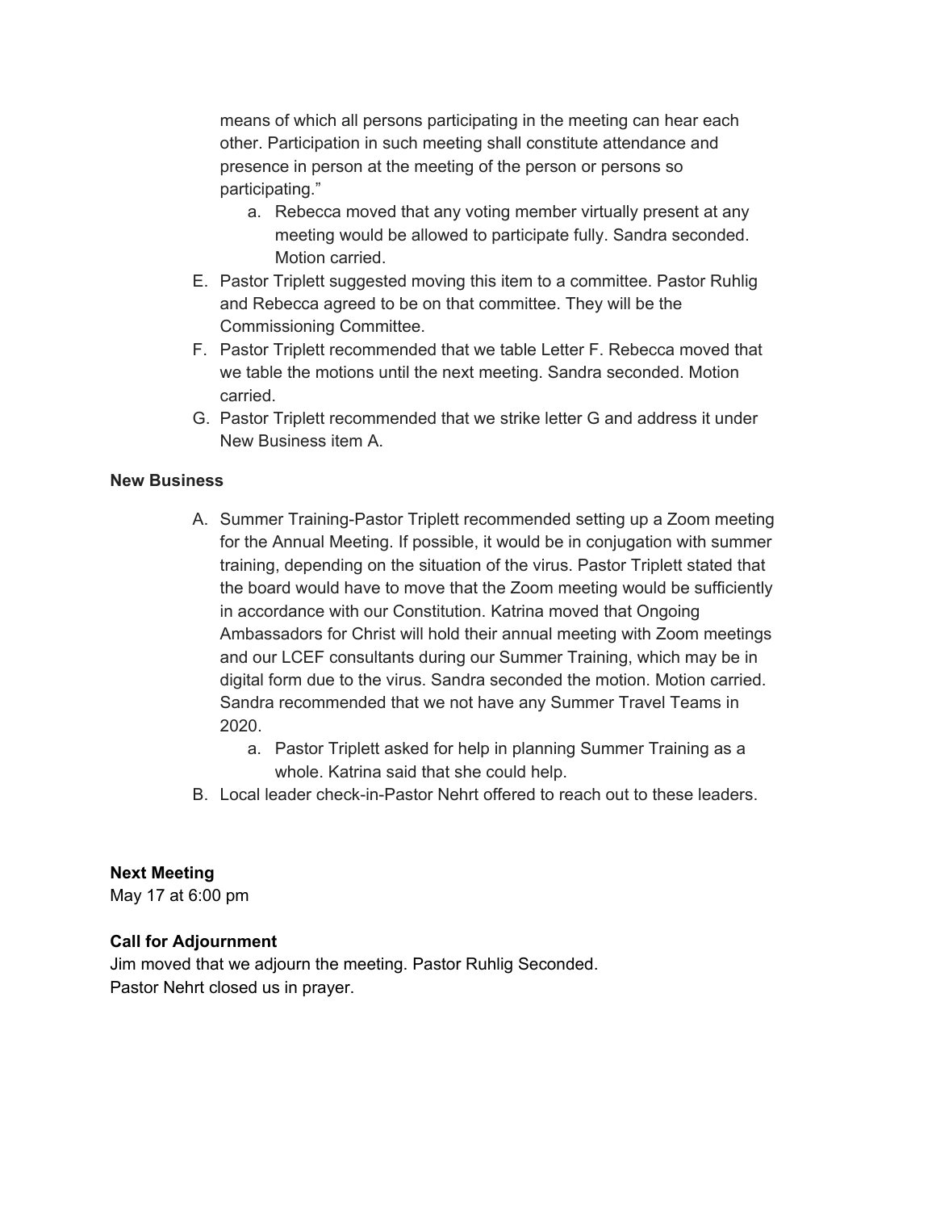means of which all persons participating in the meeting can hear each other. Participation in such meeting shall constitute attendance and presence in person at the meeting of the person or persons so participating."

   a. Rebecca moved that any voting member virtually present at any meeting would be allowed to participate fully. Sandra seconded. Motion carried.

E. Pastor Triplett suggested moving this item to a committee. Pastor Ruhlig and Rebecca agreed to be on that committee. They will be the Commissioning Committee.

F. Pastor Triplett recommended that we table Letter F. Rebecca moved that we table the motions until the next meeting. Sandra seconded. Motion carried.

G. Pastor Triplett recommended that we strike letter G and address it under New Business item A.

**New Business**

A. Summer Training-Pastor Triplett recommended setting up a Zoom meeting for the Annual Meeting. If possible, it would be in conjugation with summer training, depending on the situation of the virus. Pastor Triplett stated that the board would have to move that the Zoom meeting would be sufficiently in accordance with our Constitution. Katrina moved that Ongoing Ambassadors for Christ will hold their annual meeting with Zoom meetings and our LCEF consultants during our Summer Training, which may be in digital form due to the virus. Sandra seconded the motion. Motion carried. Sandra recommended that we not have any Summer Travel Teams in 2020.

   a. Pastor Triplett asked for help in planning Summer Training as a whole. Katrina said that she could help.

B. Local leader check-in-Pastor Nehrt offered to reach out to these leaders.

**Next Meeting**

May 17 at 6:00 pm

**Call for Adjournment**

Jim moved that we adjourn the meeting. Pastor Ruhlig Seconded.
Pastor Nehrt closed us in prayer.